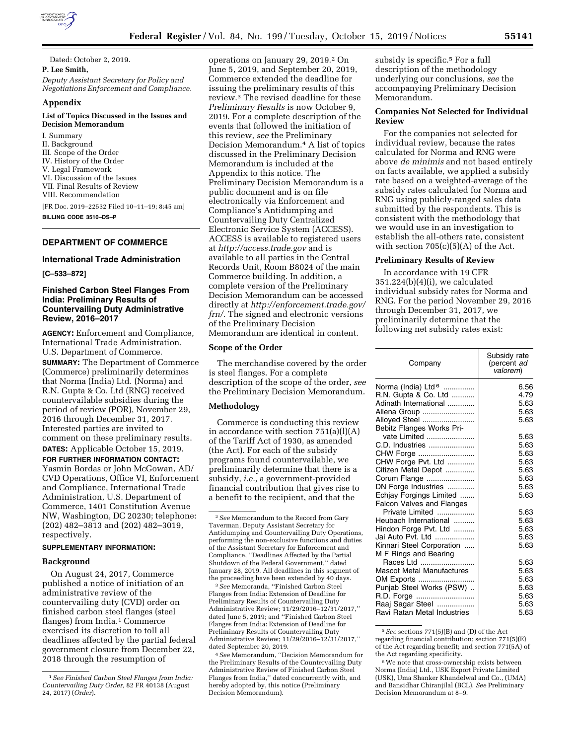Dated: October 2, 2019.

**P. Lee Smith,**

*Deputy Assistant Secretary for Policy and Negotiations Enforcement and Compliance.*

## Appendix

### List of Topics Discussed in the Issues and Decision Memorandum

I. Summary
II. Background
III. Scope of the Order
IV. History of the Order
V. Legal Framework
VI. Discussion of the Issues
VII. Final Results of Review
VIII. Recommendation

[FR Doc. 2019–22532 Filed 10–11–19; 8:45 am]

**BILLING CODE 3510–DS–P**

---

## DEPARTMENT OF COMMERCE

### International Trade Administration

**[C–533–872]**

### Finished Carbon Steel Flanges From India: Preliminary Results of Countervailing Duty Administrative Review, 2016–2017

**AGENCY:** Enforcement and Compliance, International Trade Administration, U.S. Department of Commerce.

**SUMMARY:** The Department of Commerce (Commerce) preliminarily determines that Norma (India) Ltd. (Norma) and R.N. Gupta & Co. Ltd (RNG) received countervailable subsidies during the period of review (POR), November 29, 2016 through December 31, 2017. Interested parties are invited to comment on these preliminary results.

**DATES:** Applicable October 15, 2019.

**FOR FURTHER INFORMATION CONTACT:** Yasmin Bordas or John McGowan, AD/CVD Operations, Office VI, Enforcement and Compliance, International Trade Administration, U.S. Department of Commerce, 1401 Constitution Avenue NW, Washington, DC 20230; telephone: (202) 482–3813 and (202) 482–3019, respectively.

**SUPPLEMENTARY INFORMATION:**

### Background

On August 24, 2017, Commerce published a notice of initiation of an administrative review of the countervailing duty (CVD) order on finished carbon steel flanges (steel flanges) from India.[1] Commerce exercised its discretion to toll all deadlines affected by the partial federal government closure from December 22, 2018 through the resumption of operations on January 29, 2019.[2] On June 5, 2019, and September 20, 2019, Commerce extended the deadline for issuing the preliminary results of this review.[3] The revised deadline for these *Preliminary Results* is now October 9, 2019. For a complete description of the events that followed the initiation of this review, *see* the Preliminary Decision Memorandum.[4] A list of topics discussed in the Preliminary Decision Memorandum is included at the Appendix to this notice. The Preliminary Decision Memorandum is a public document and is on file electronically via Enforcement and Compliance's Antidumping and Countervailing Duty Centralized Electronic Service System (ACCESS). ACCESS is available to registered users at *http://access.trade.gov* and is available to all parties in the Central Records Unit, Room B8024 of the main Commerce building. In addition, a complete version of the Preliminary Decision Memorandum can be accessed directly at *http://enforcement.trade.gov/frn/*. The signed and electronic versions of the Preliminary Decision Memorandum are identical in content.

### Scope of the Order

The merchandise covered by the order is steel flanges. For a complete description of the scope of the order, *see* the Preliminary Decision Memorandum.

### Methodology

Commerce is conducting this review in accordance with section 751(a)(l)(A) of the Tariff Act of 1930, as amended (the Act). For each of the subsidy programs found countervailable, we preliminarily determine that there is a subsidy, *i.e.,* a government-provided financial contribution that gives rise to a benefit to the recipient, and that the subsidy is specific.[5] For a full description of the methodology underlying our conclusions, *see* the accompanying Preliminary Decision Memorandum.

### Companies Not Selected for Individual Review

For the companies not selected for individual review, because the rates calculated for Norma and RNG were above *de minimis* and not based entirely on facts available, we applied a subsidy rate based on a weighted-average of the subsidy rates calculated for Norma and RNG using publicly-ranged sales data submitted by the respondents. This is consistent with the methodology that we would use in an investigation to establish the all-others rate, consistent with section 705(c)(5)(A) of the Act.

### Preliminary Results of Review

In accordance with 19 CFR 351.224(b)(4)(i), we calculated individual subsidy rates for Norma and RNG. For the period November 29, 2016 through December 31, 2017, we preliminarily determine that the following net subsidy rates exist:

| Company | Subsidy rate (percent *ad valorem*) |
|---|---|
| Norma (India) Ltd[6] | 6.56 |
| R.N. Gupta & Co. Ltd | 4.79 |
| Adinath International | 5.63 |
| Allena Group | 5.63 |
| Alloyed Steel | 5.63 |
| Bebitz Flanges Works Private Limited | 5.63 |
| C.D. Industries | 5.63 |
| CHW Forge | 5.63 |
| CHW Forge Pvt. Ltd | 5.63 |
| Citizen Metal Depot | 5.63 |
| Corum Flange | 5.63 |
| DN Forge Industries | 5.63 |
| Echjay Forgings Limited | 5.63 |
| Falcon Valves and Flanges Private Limited | 5.63 |
| Heubach International | 5.63 |
| Hindon Forge Pvt. Ltd | 5.63 |
| Jai Auto Pvt. Ltd | 5.63 |
| Kinnari Steel Corporation | 5.63 |
| M F Rings and Bearing Races Ltd | 5.63 |
| Mascot Metal Manufactures | 5.63 |
| OM Exports | 5.63 |
| Punjab Steel Works (PSW) | 5.63 |
| R.D. Forge | 5.63 |
| Raaj Sagar Steel | 5.63 |
| Ravi Ratan Metal Industries | 5.63 |

---

[1] *See Finished Carbon Steel Flanges from India: Countervailing Duty Order,* 82 FR 40138 (August 24, 2017) (*Order*).

[2] *See* Memorandum to the Record from Gary Taverman, Deputy Assistant Secretary for Antidumping and Countervailing Duty Operations, performing the non-exclusive functions and duties of the Assistant Secretary for Enforcement and Compliance, "Deadlines Affected by the Partial Shutdown of the Federal Government," dated January 28, 2019. All deadlines in this segment of the proceeding have been extended by 40 days.

[3] *See* Memoranda, "Finished Carbon Steel Flanges from India: Extension of Deadline for Preliminary Results of Countervailing Duty Administrative Review; 11/29/2016–12/31/2017," dated June 5, 2019; and "Finished Carbon Steel Flanges from India: Extension of Deadline for Preliminary Results of Countervailing Duty Administrative Review; 11/29/2016–12/31/2017," dated September 20, 2019.

[4] *See* Memorandum, "Decision Memorandum for the Preliminary Results of the Countervailing Duty Administrative Review of Finished Carbon Steel Flanges from India," dated concurrently with, and hereby adopted by, this notice (Preliminary Decision Memorandum).

[5] *See* sections 771(5)(B) and (D) of the Act regarding financial contribution; section 771(5)(E) of the Act regarding benefit; and section 771(5A) of the Act regarding specificity.

[6] We note that cross-ownership exists between Norma (India) Ltd., USK Export Private Limited (USK), Uma Shanker Khandelwal and Co., (UMA) and Bansidhar Chiranjilal (BCL). *See* Preliminary Decision Memorandum at 8–9.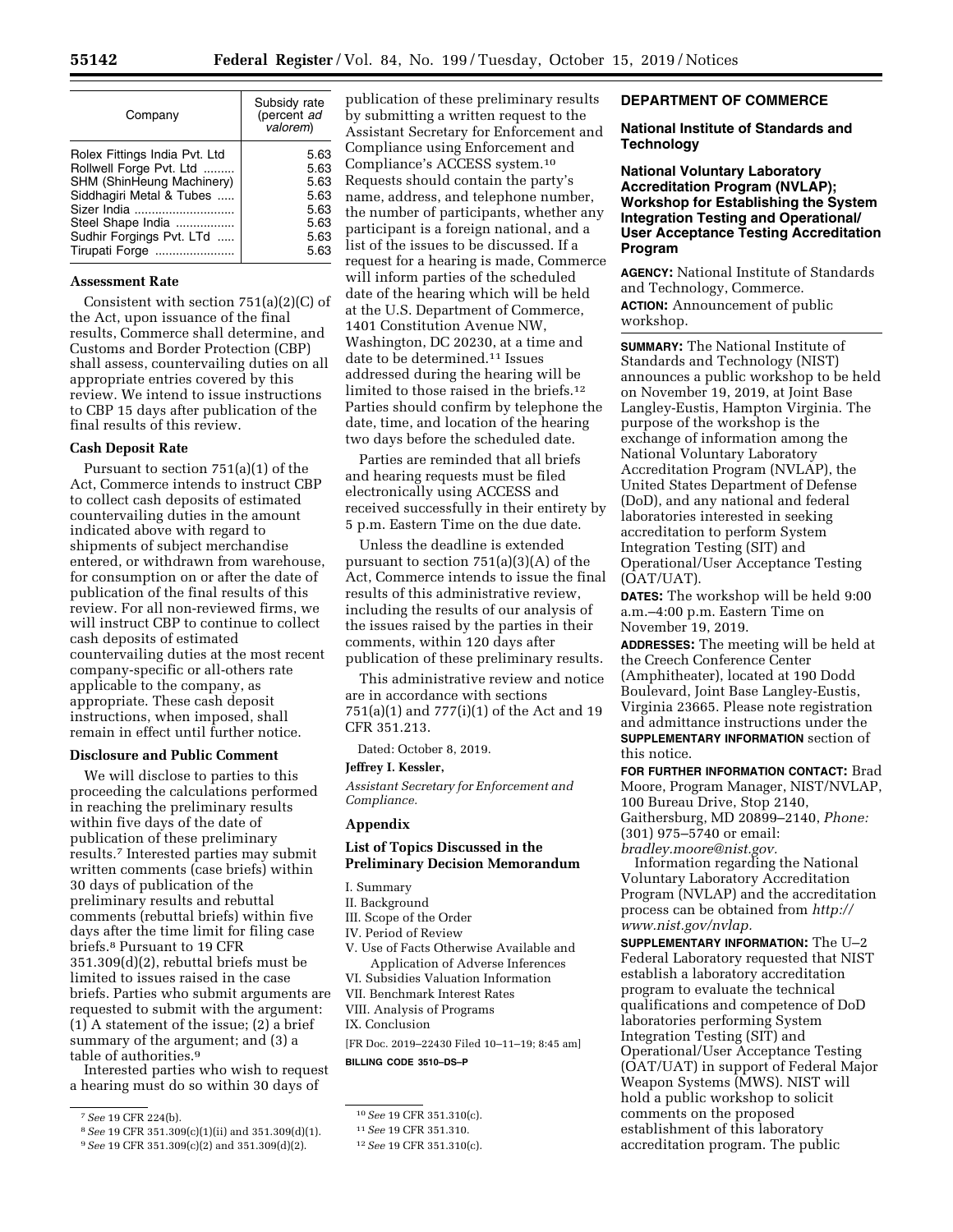| Company | Subsidy rate (percent *ad valorem*) |
|---|---|
| Rolex Fittings India Pvt. Ltd | 5.63 |
| Rollwell Forge Pvt. Ltd | 5.63 |
| SHM (ShinHeung Machinery) | 5.63 |
| Siddhagiri Metal & Tubes | 5.63 |
| Sizer India | 5.63 |
| Steel Shape India | 5.63 |
| Sudhir Forgings Pvt. LTd | 5.63 |
| Tirupati Forge | 5.63 |

**Assessment Rate**

Consistent with section 751(a)(2)(C) of the Act, upon issuance of the final results, Commerce shall determine, and Customs and Border Protection (CBP) shall assess, countervailing duties on all appropriate entries covered by this review. We intend to issue instructions to CBP 15 days after publication of the final results of this review.

**Cash Deposit Rate**

Pursuant to section 751(a)(1) of the Act, Commerce intends to instruct CBP to collect cash deposits of estimated countervailing duties in the amount indicated above with regard to shipments of subject merchandise entered, or withdrawn from warehouse, for consumption on or after the date of publication of the final results of this review. For all non-reviewed firms, we will instruct CBP to continue to collect cash deposits of estimated countervailing duties at the most recent company-specific or all-others rate applicable to the company, as appropriate. These cash deposit instructions, when imposed, shall remain in effect until further notice.

**Disclosure and Public Comment**

We will disclose to parties to this proceeding the calculations performed in reaching the preliminary results within five days of the date of publication of these preliminary results.[7] Interested parties may submit written comments (case briefs) within 30 days of publication of the preliminary results and rebuttal comments (rebuttal briefs) within five days after the time limit for filing case briefs.[8] Pursuant to 19 CFR 351.309(d)(2), rebuttal briefs must be limited to issues raised in the case briefs. Parties who submit arguments are requested to submit with the argument: (1) A statement of the issue; (2) a brief summary of the argument; and (3) a table of authorities.[9]

Interested parties who wish to request a hearing must do so within 30 days of publication of these preliminary results by submitting a written request to the Assistant Secretary for Enforcement and Compliance using Enforcement and Compliance's ACCESS system.[10] Requests should contain the party's name, address, and telephone number, the number of participants, whether any participant is a foreign national, and a list of the issues to be discussed. If a request for a hearing is made, Commerce will inform parties of the scheduled date of the hearing which will be held at the U.S. Department of Commerce, 1401 Constitution Avenue NW, Washington, DC 20230, at a time and date to be determined.[11] Issues addressed during the hearing will be limited to those raised in the briefs.[12] Parties should confirm by telephone the date, time, and location of the hearing two days before the scheduled date.

Parties are reminded that all briefs and hearing requests must be filed electronically using ACCESS and received successfully in their entirety by 5 p.m. Eastern Time on the due date.

Unless the deadline is extended pursuant to section 751(a)(3)(A) of the Act, Commerce intends to issue the final results of this administrative review, including the results of our analysis of the issues raised by the parties in their comments, within 120 days after publication of these preliminary results.

This administrative review and notice are in accordance with sections 751(a)(1) and 777(i)(1) of the Act and 19 CFR 351.213.

Dated: October 8, 2019.

**Jeffrey I. Kessler,**

*Assistant Secretary for Enforcement and Compliance.*

## Appendix

### List of Topics Discussed in the Preliminary Decision Memorandum

I. Summary
II. Background
III. Scope of the Order
IV. Period of Review
V. Use of Facts Otherwise Available and Application of Adverse Inferences
VI. Subsidies Valuation Information
VII. Benchmark Interest Rates
VIII. Analysis of Programs
IX. Conclusion

[FR Doc. 2019–22430 Filed 10–11–19; 8:45 am]

**BILLING CODE 3510–DS–P**

[7] *See* 19 CFR 224(b).

[8] *See* 19 CFR 351.309(c)(1)(ii) and 351.309(d)(1).

[9] *See* 19 CFR 351.309(c)(2) and 351.309(d)(2).

[10] *See* 19 CFR 351.310(c).

[11] *See* 19 CFR 351.310.

[12] *See* 19 CFR 351.310(c).

## DEPARTMENT OF COMMERCE

### National Institute of Standards and Technology

### National Voluntary Laboratory Accreditation Program (NVLAP); Workshop for Establishing the System Integration Testing and Operational/User Acceptance Testing Accreditation Program

**AGENCY:** National Institute of Standards and Technology, Commerce.

**ACTION:** Announcement of public workshop.

**SUMMARY:** The National Institute of Standards and Technology (NIST) announces a public workshop to be held on November 19, 2019, at Joint Base Langley-Eustis, Hampton Virginia. The purpose of the workshop is the exchange of information among the National Voluntary Laboratory Accreditation Program (NVLAP), the United States Department of Defense (DoD), and any national and federal laboratories interested in seeking accreditation to perform System Integration Testing (SIT) and Operational/User Acceptance Testing (OAT/UAT).

**DATES:** The workshop will be held 9:00 a.m.–4:00 p.m. Eastern Time on November 19, 2019.

**ADDRESSES:** The meeting will be held at the Creech Conference Center (Amphitheater), located at 190 Dodd Boulevard, Joint Base Langley-Eustis, Virginia 23665. Please note registration and admittance instructions under the **SUPPLEMENTARY INFORMATION** section of this notice.

**FOR FURTHER INFORMATION CONTACT:** Brad Moore, Program Manager, NIST/NVLAP, 100 Bureau Drive, Stop 2140, Gaithersburg, MD 20899–2140, *Phone:* (301) 975–5740 or email: *bradley.moore@nist.gov.*

Information regarding the National Voluntary Laboratory Accreditation Program (NVLAP) and the accreditation process can be obtained from *http://www.nist.gov/nvlap.*

**SUPPLEMENTARY INFORMATION:** The U–2 Federal Laboratory requested that NIST establish a laboratory accreditation program to evaluate the technical qualifications and competence of DoD laboratories performing System Integration Testing (SIT) and Operational/User Acceptance Testing (OAT/UAT) in support of Federal Major Weapon Systems (MWS). NIST will hold a public workshop to solicit comments on the proposed establishment of this laboratory accreditation program. The public